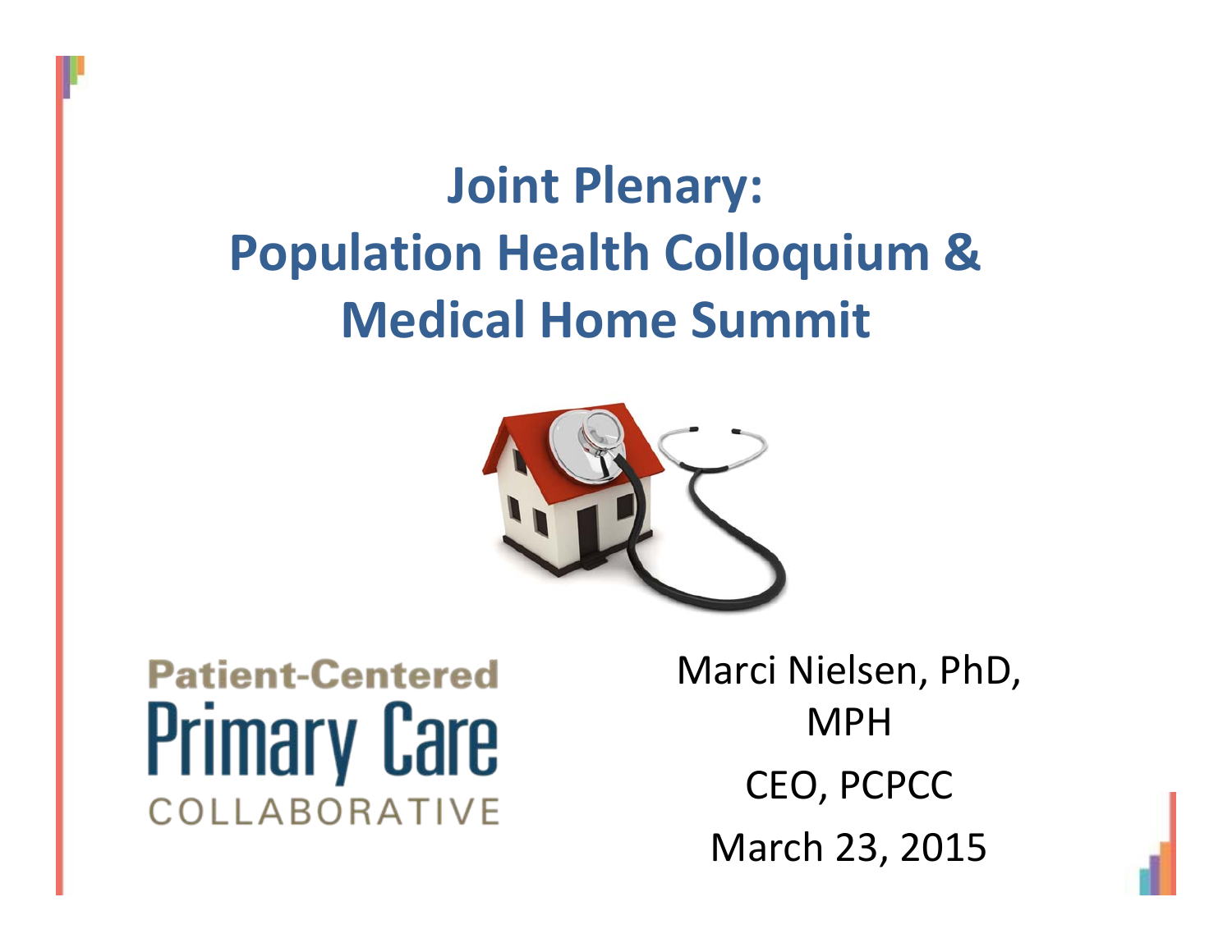# Joint Plenary: Population Health Colloquium & Medical Home Summit

Patient-Centered Primary Care COLLABORATIVE

Marci Nielsen, PhD, MPH

CEO, PCPCC

March 23, 2015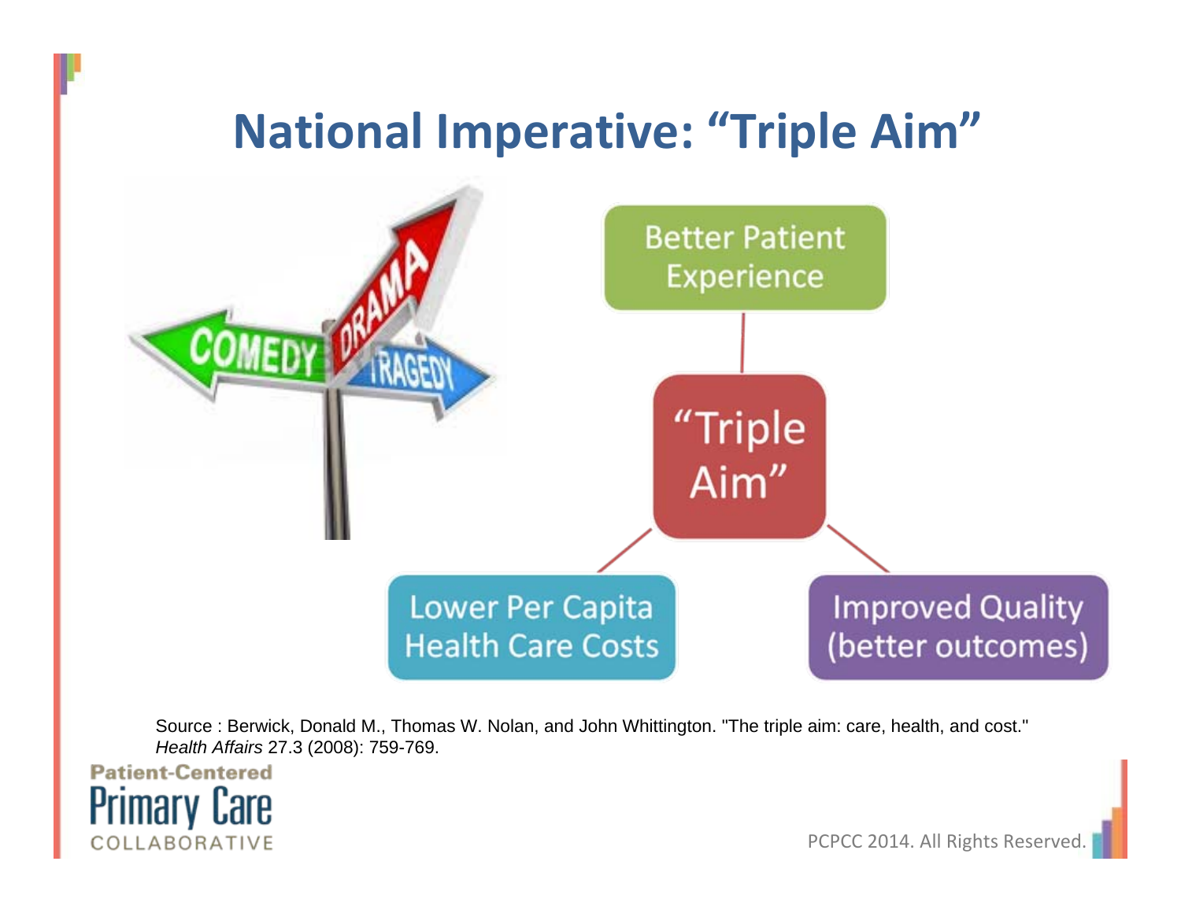# National Imperative: "Triple Aim"

COMEDY | DRAMA | TRAGEDY

- Better Patient Experience
- "Triple Aim"
- Lower Per Capita Health Care Costs
- Improved Quality (better outcomes)

Source : Berwick, Donald M., Thomas W. Nolan, and John Whittington. "The triple aim: care, health, and cost." *Health Affairs* 27.3 (2008): 759-769.

Patient-Centered Primary Care COLLABORATIVE

PCPCC 2014. All Rights Reserved.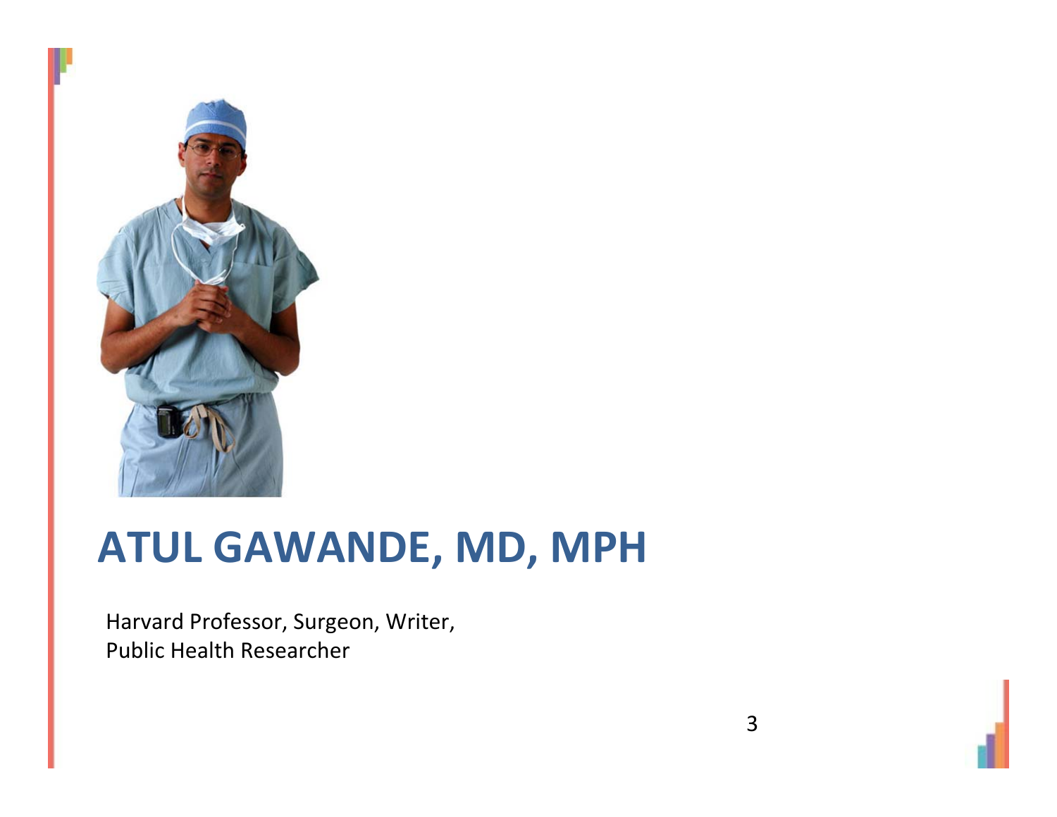# ATUL GAWANDE, MD, MPH

Harvard Professor, Surgeon, Writer,
Public Health Researcher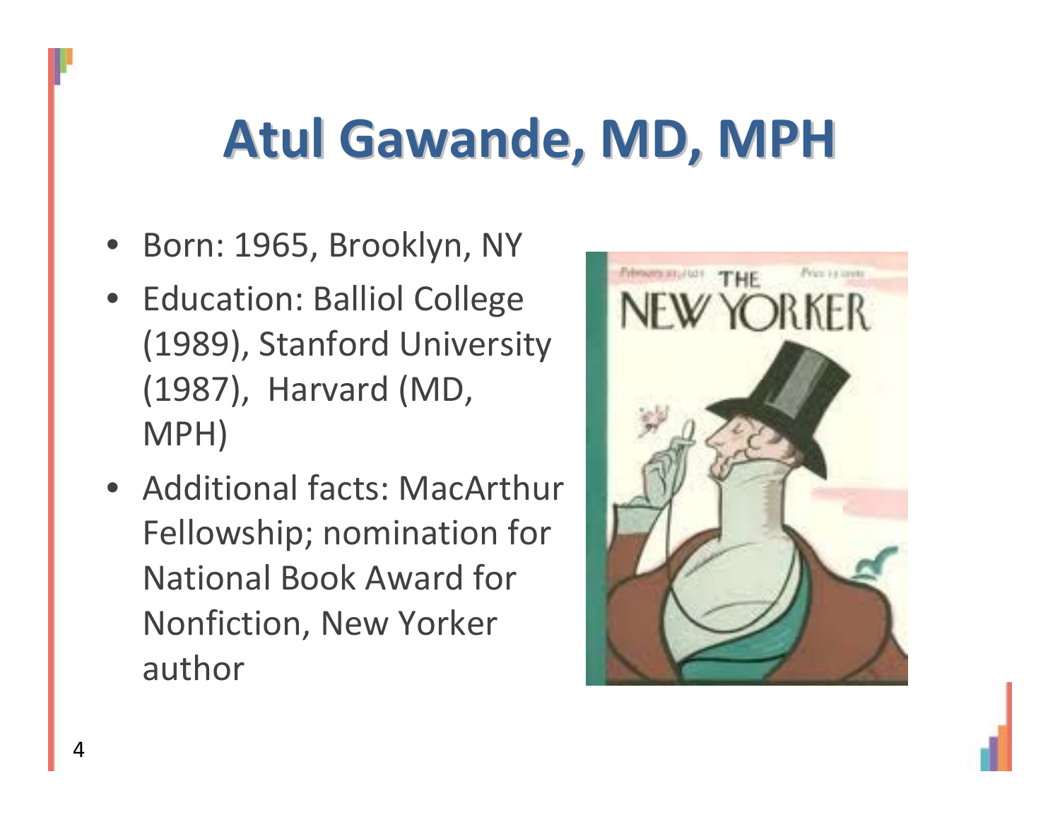# Atul Gawande, MD, MPH

- Born: 1965, Brooklyn, NY
- Education: Balliol College (1989), Stanford University (1987), Harvard (MD, MPH)
- Additional facts: MacArthur Fellowship; nomination for National Book Award for Nonfiction, New Yorker author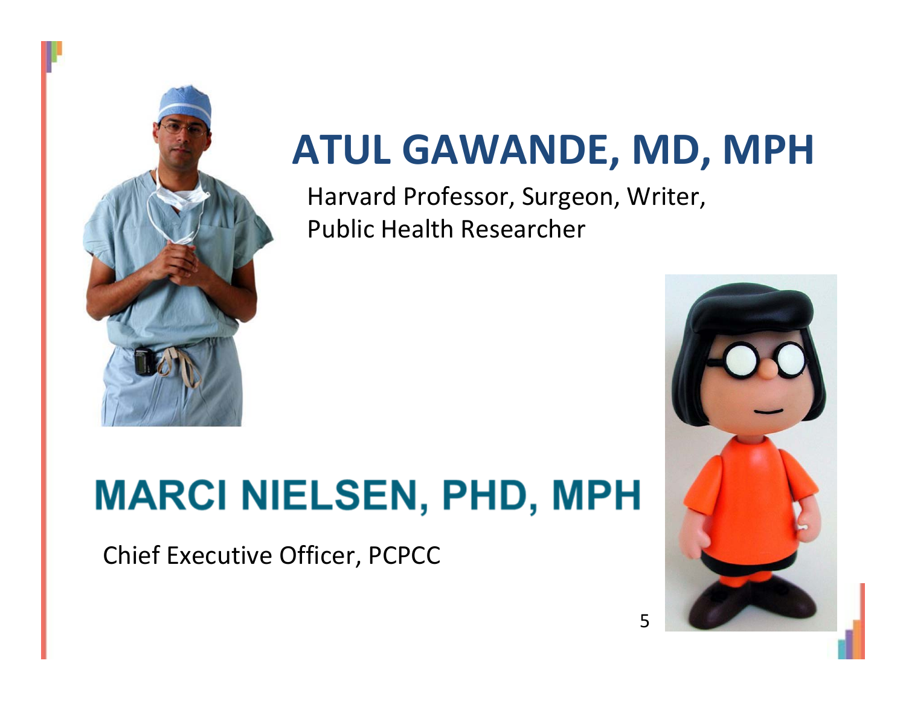## ATUL GAWANDE, MD, MPH

Harvard Professor, Surgeon, Writer, Public Health Researcher

## MARCI NIELSEN, PHD, MPH

Chief Executive Officer, PCPCC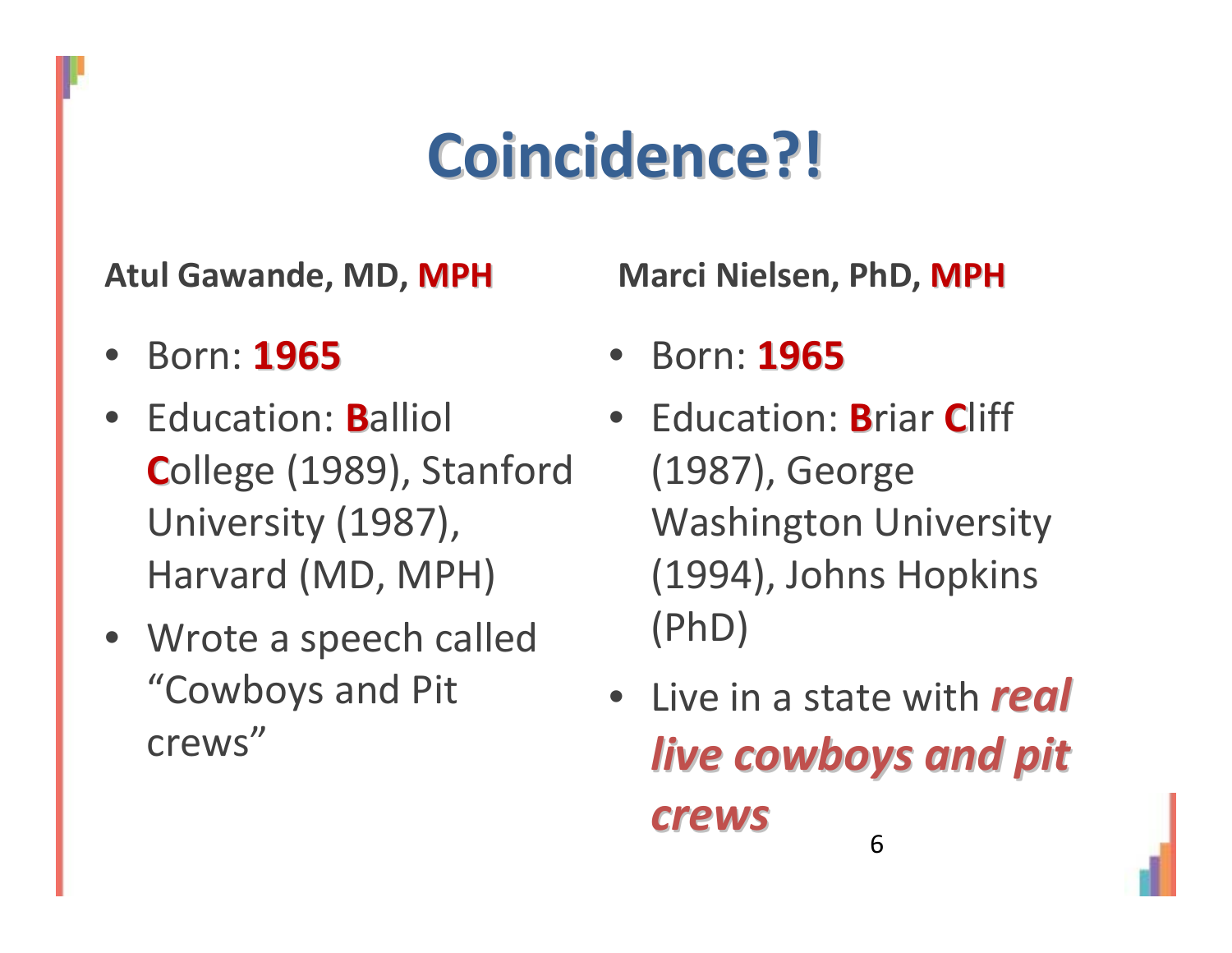# Coincidence?!

**Atul Gawande, MD, MPH**

- Born: **1965**
- Education: **B**alliol **C**ollege (1989), Stanford University (1987), Harvard (MD, MPH)
- Wrote a speech called "Cowboys and Pit crews"

**Marci Nielsen, PhD, MPH**

- Born: **1965**
- Education: **B**riar **C**liff (1987), George Washington University (1994), Johns Hopkins (PhD)
- Live in a state with ***real live cowboys and pit crews***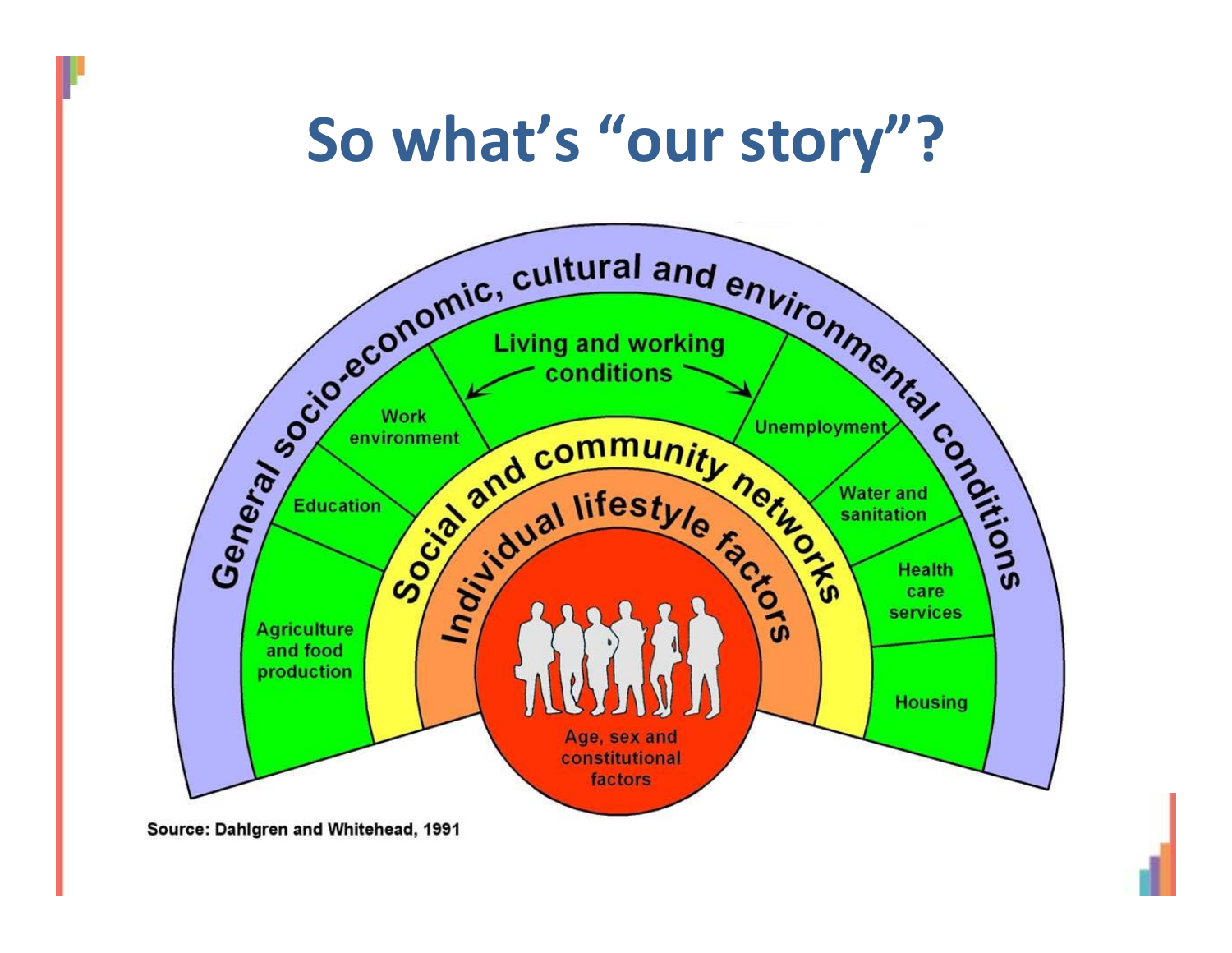# So what's "our story"?

General socio-economic, cultural and environmental conditions

Living and working conditions

Work environment

Education

Agriculture and food production

Unemployment

Water and sanitation

Health care services

Housing

Social and community networks

Individual lifestyle factors

Age, sex and constitutional factors

Source: Dahlgren and Whitehead, 1991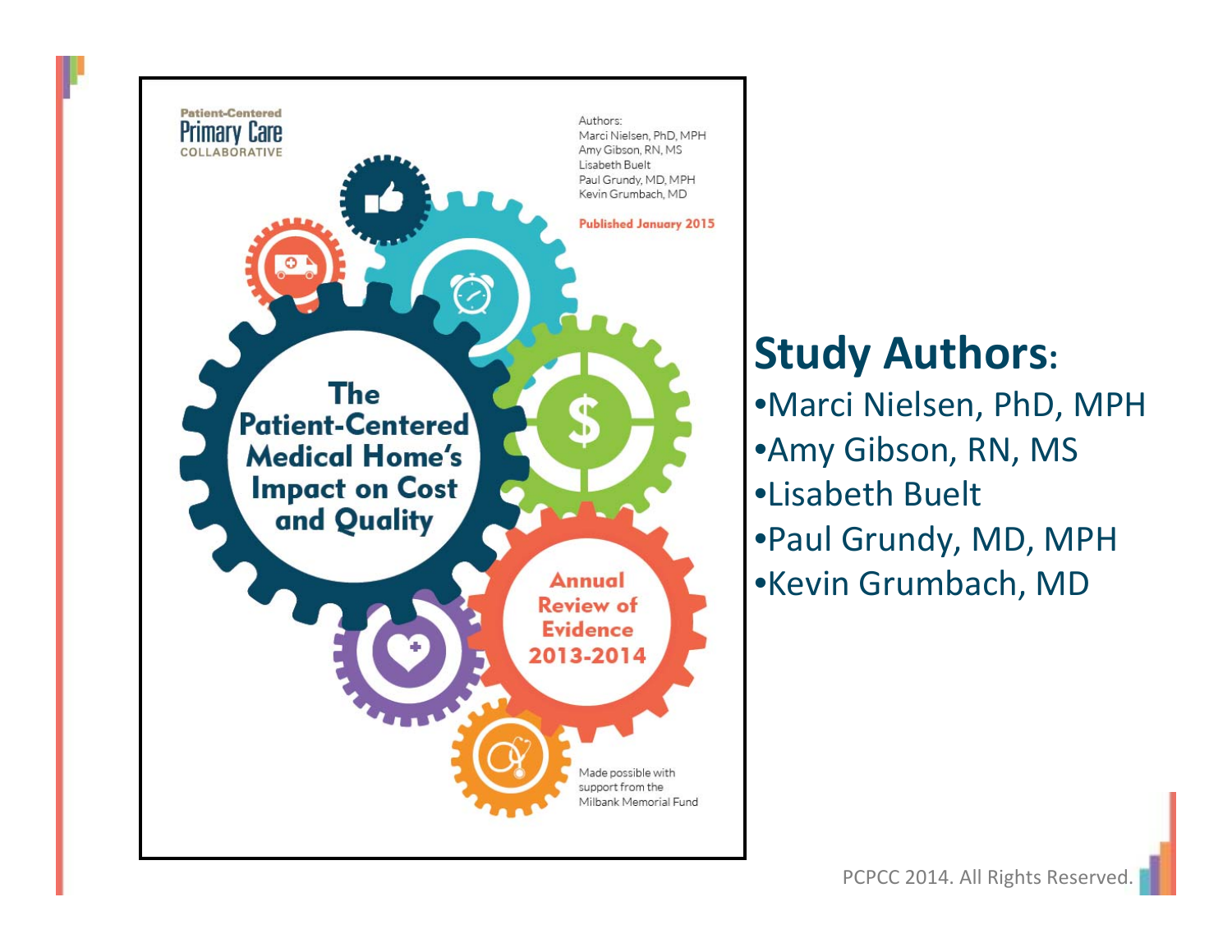Patient-Centered
Primary Care
COLLABORATIVE

Authors:
Marci Nielsen, PhD, MPH
Amy Gibson, RN, MS
Lisabeth Buelt
Paul Grundy, MD, MPH
Kevin Grumbach, MD

Published January 2015

# The Patient-Centered Medical Home's Impact on Cost and Quality

Annual Review of Evidence 2013-2014

Made possible with support from the Milbank Memorial Fund

## Study Authors:

- Marci Nielsen, PhD, MPH
- Amy Gibson, RN, MS
- Lisabeth Buelt
- Paul Grundy, MD, MPH
- Kevin Grumbach, MD

PCPCC 2014. All Rights Reserved.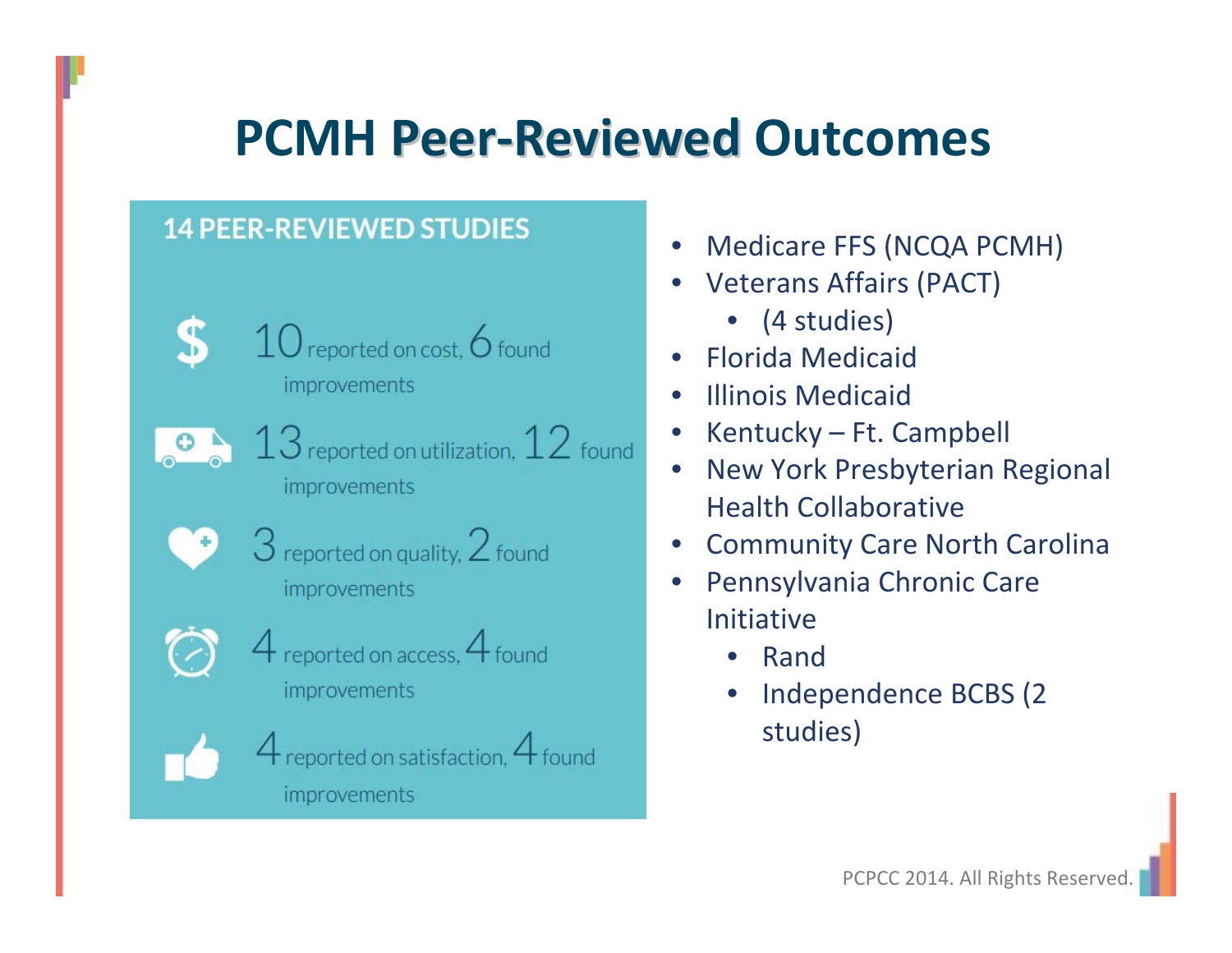# PCMH Peer-Reviewed Outcomes

**14 PEER-REVIEWED STUDIES**

- 10 reported on cost, 6 found improvements
- 13 reported on utilization, 12 found improvements
- 3 reported on quality, 2 found improvements
- 4 reported on access, 4 found improvements
- 4 reported on satisfaction, 4 found improvements

- Medicare FFS (NCQA PCMH)
- Veterans Affairs (PACT)
  - (4 studies)
- Florida Medicaid
- Illinois Medicaid
- Kentucky – Ft. Campbell
- New York Presbyterian Regional Health Collaborative
- Community Care North Carolina
- Pennsylvania Chronic Care Initiative
  - Rand
  - Independence BCBS (2 studies)

PCPCC 2014. All Rights Reserved.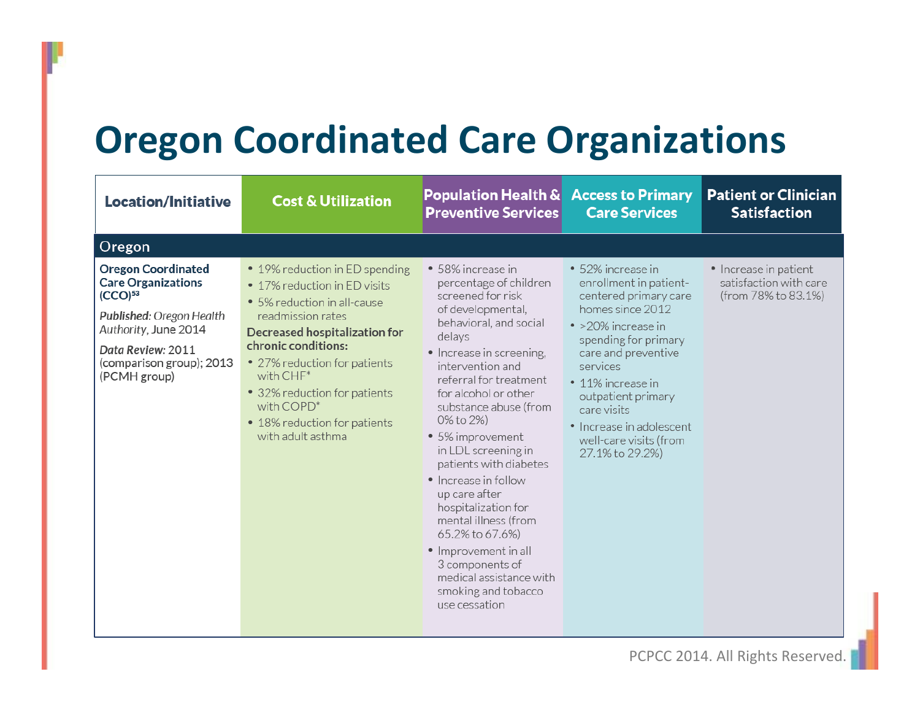# Oregon Coordinated Care Organizations

| Location/Initiative | Cost & Utilization | Population Health & Preventive Services | Access to Primary Care Services | Patient or Clinician Satisfaction |
|---|---|---|---|---|
| **Oregon** | | | | |
| **Oregon Coordinated Care Organizations (CCO)**[53]<br><br>*Published:* Oregon Health Authority, June 2014<br><br>*Data Review:* 2011 (comparison group); 2013 (PCMH group) | • 19% reduction in ED spending<br>• 17% reduction in ED visits<br>• 5% reduction in all-cause readmission rates<br>**Decreased hospitalization for chronic conditions:**<br>• 27% reduction for patients with CHF*<br>• 32% reduction for patients with COPD*<br>• 18% reduction for patients with adult asthma | • 58% increase in percentage of children screened for risk of developmental, behavioral, and social delays<br>• Increase in screening, intervention and referral for treatment for alcohol or other substance abuse (from 0% to 2%)<br>• 5% improvement in LDL screening in patients with diabetes<br>• Increase in follow up care after hospitalization for mental illness (from 65.2% to 67.6%)<br>• Improvement in all 3 components of medical assistance with smoking and tobacco use cessation | • 52% increase in enrollment in patient-centered primary care homes since 2012<br>• >20% increase in spending for primary care and preventive services<br>• 11% increase in outpatient primary care visits<br>• Increase in adolescent well-care visits (from 27.1% to 29.2%) | • Increase in patient satisfaction with care (from 78% to 83.1%) |

PCPCC 2014. All Rights Reserved.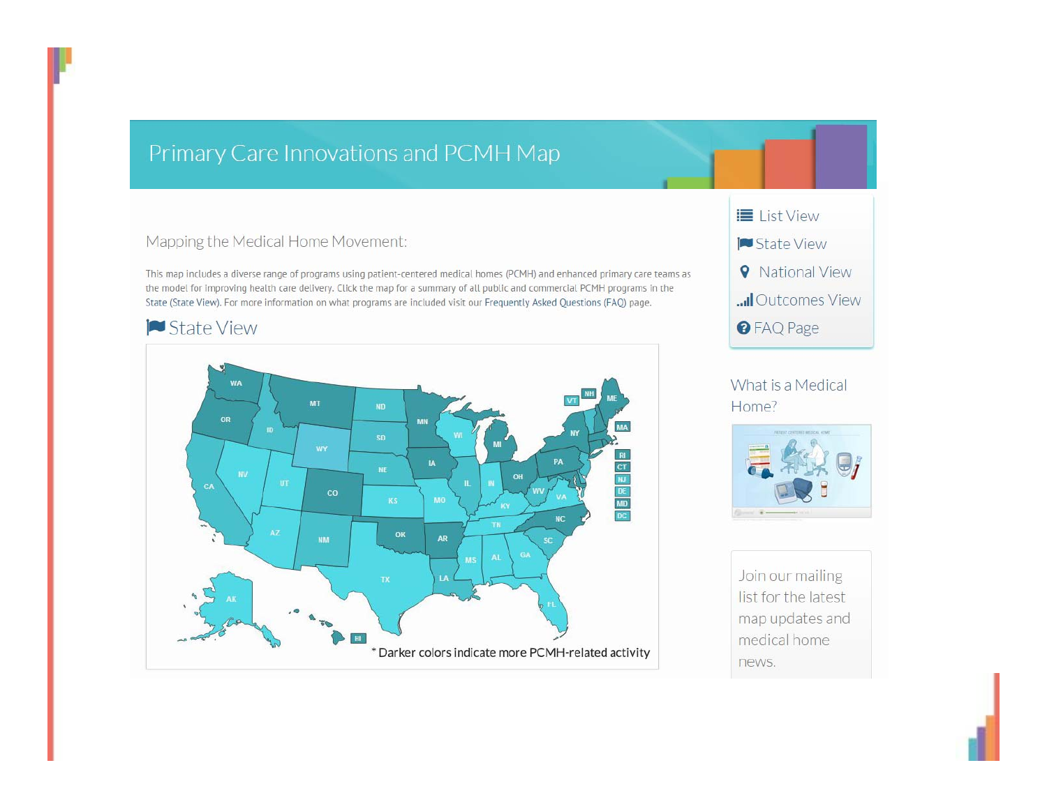# Primary Care Innovations and PCMH Map

List View

State View

National View

Outcomes View

FAQ Page

## Mapping the Medical Home Movement:

This map includes a diverse range of programs using patient-centered medical homes (PCMH) and enhanced primary care teams as the model for improving health care delivery. Click the map for a summary of all public and commercial PCMH programs in the State (State View). For more information on what programs are included visit our Frequently Asked Questions (FAQ) page.

## State View

\* Darker colors indicate more PCMH-related activity

What is a Medical Home?

Join our mailing list for the latest map updates and medical home news.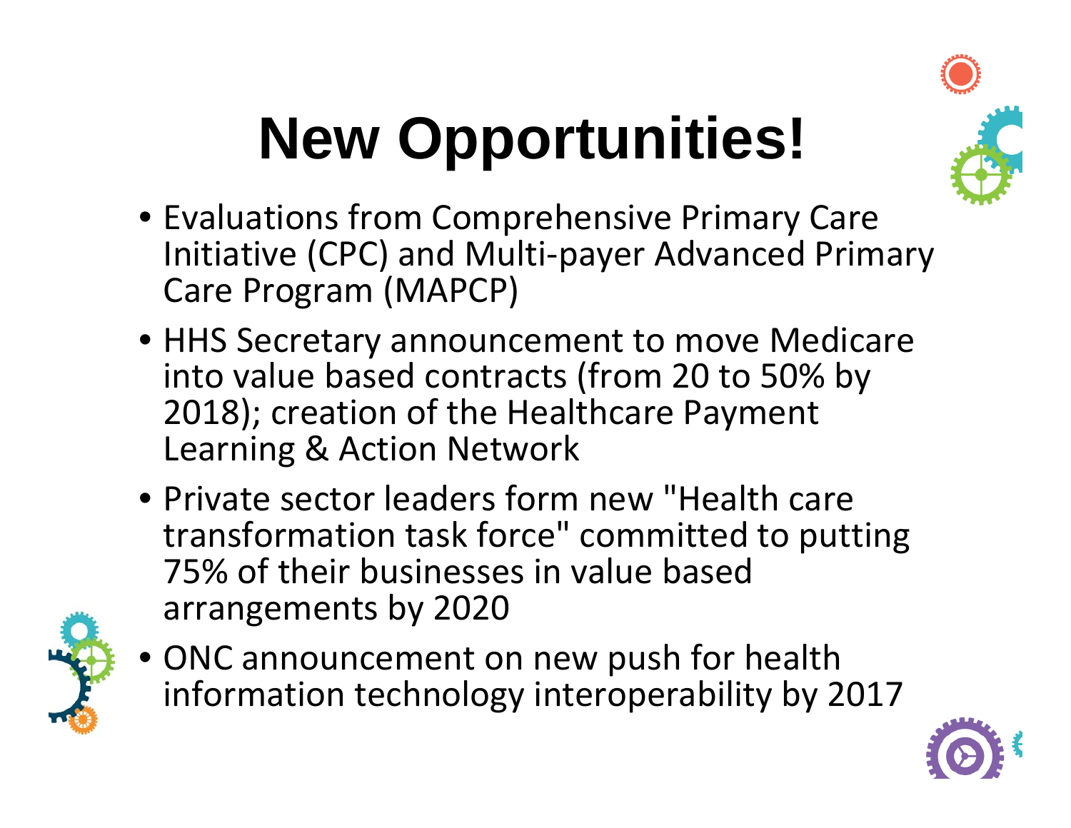# New Opportunities!

- Evaluations from Comprehensive Primary Care Initiative (CPC) and Multi-payer Advanced Primary Care Program (MAPCP)
- HHS Secretary announcement to move Medicare into value based contracts (from 20 to 50% by 2018); creation of the Healthcare Payment Learning & Action Network
- Private sector leaders form new "Health care transformation task force" committed to putting 75% of their businesses in value based arrangements by 2020
- ONC announcement on new push for health information technology interoperability by 2017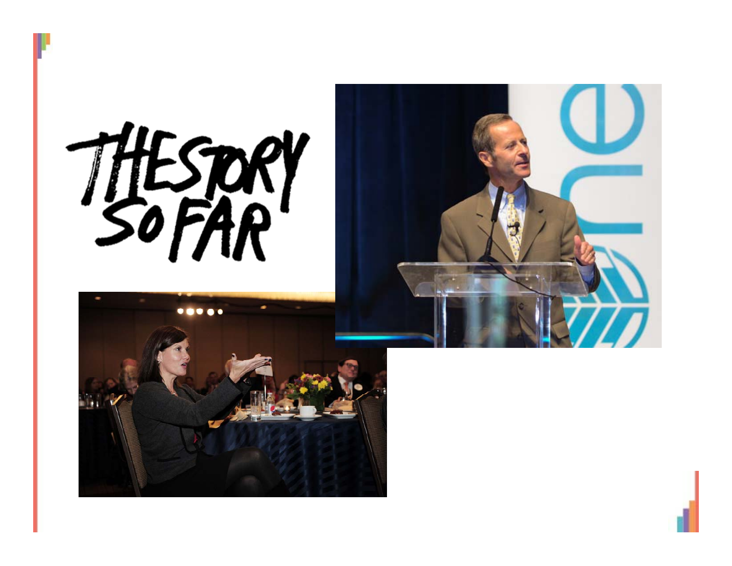THE STORY SO FAR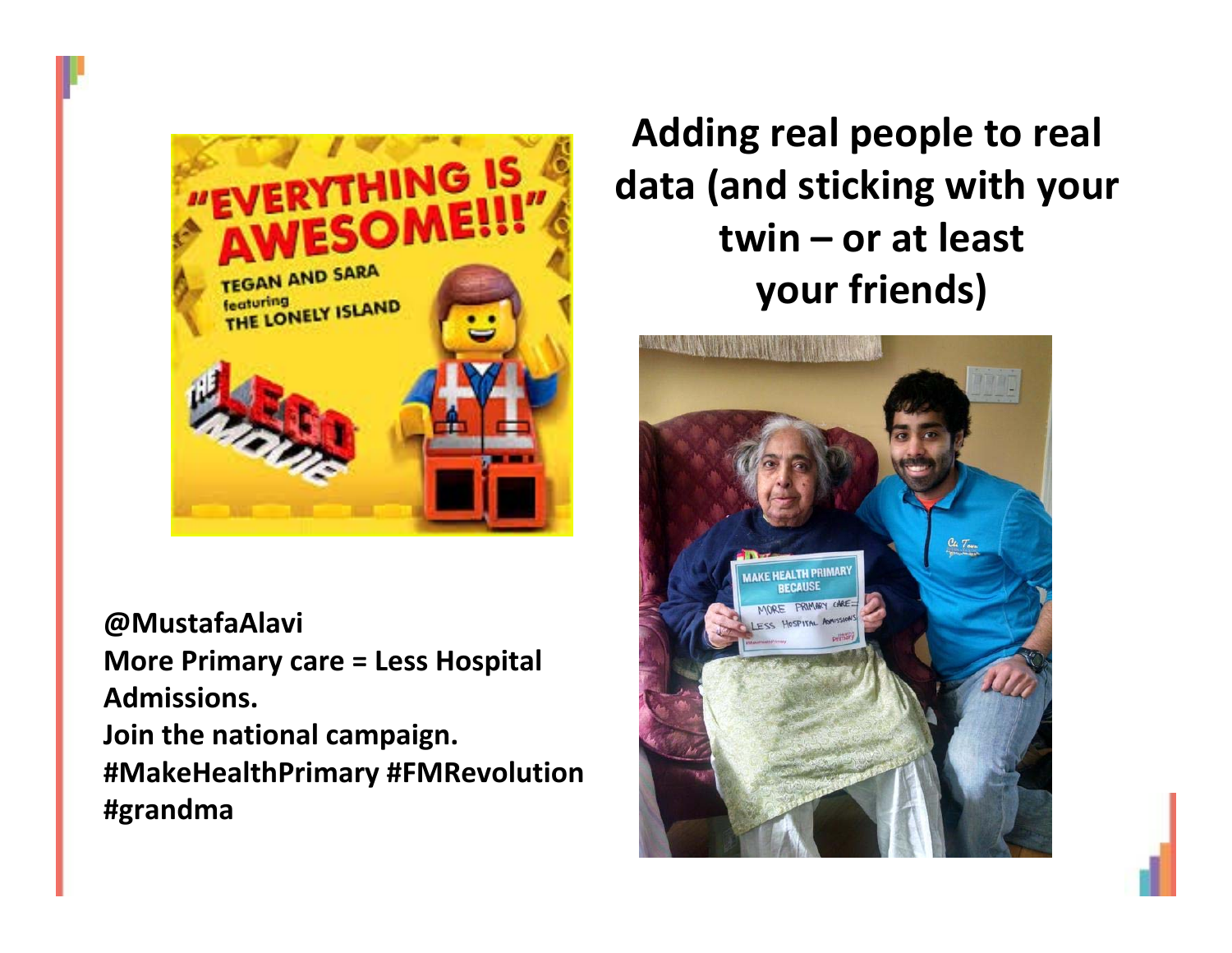# Adding real people to real data (and sticking with your twin – or at least your friends)

**@MustafaAlavi**
**More Primary care = Less Hospital Admissions.**
**Join the national campaign.**
**#MakeHealthPrimary #FMRevolution #grandma**